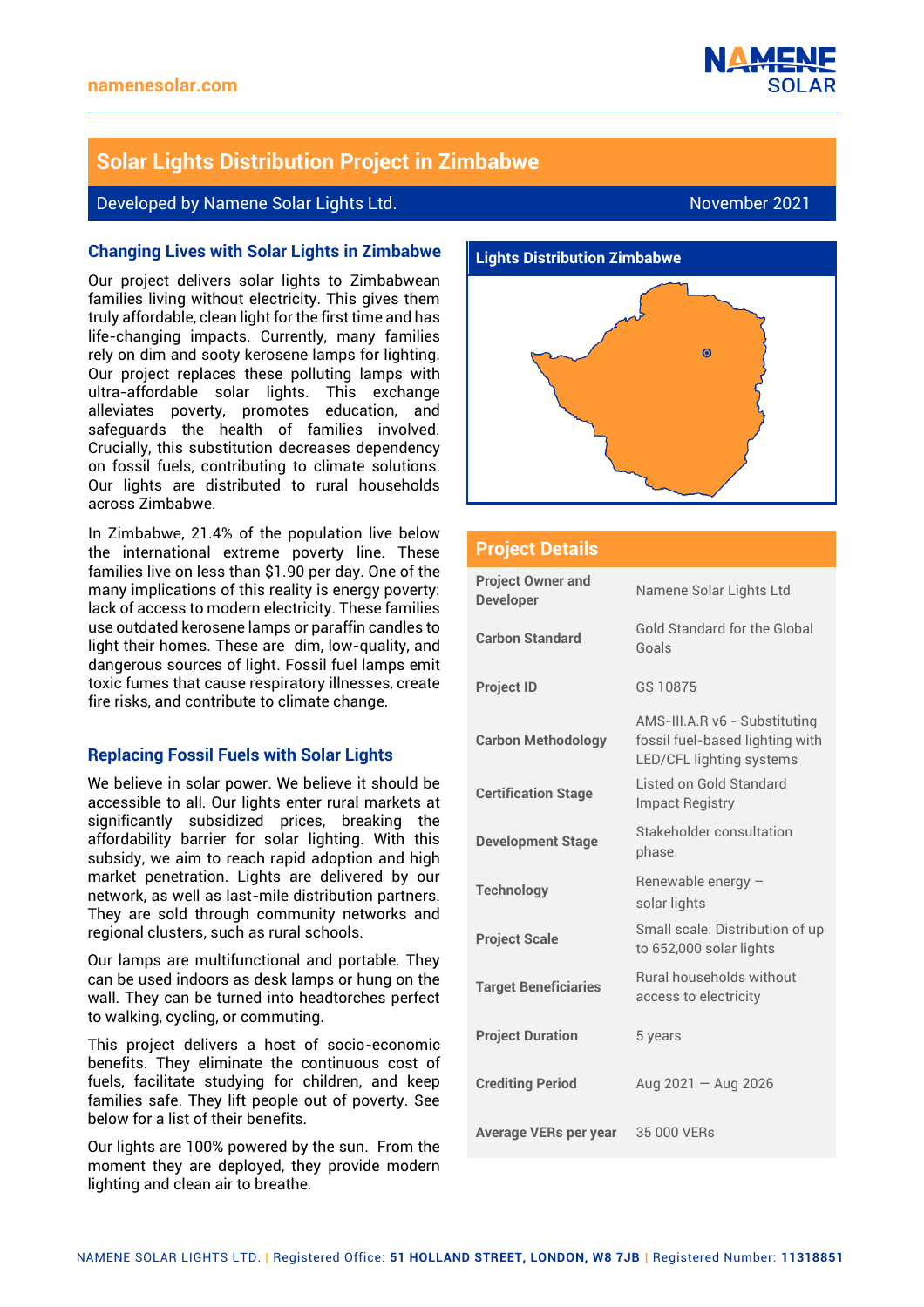namenesolar.com

# Solar Lights Distribution Project in Zimbabwe

Developed by Namene Solar Lights Ltd.

November 2021

## Changing Lives with Solar Lights in Zimbabwe

Our project delivers solar lights to Zimbabwean families living without electricity. This gives them truly affordable, clean light for the first time and has life-changing impacts. Currently, many families rely on dim and sooty kerosene lamps for lighting. Our project replaces these polluting lamps with ultra-affordable solar lights. This exchange alleviates poverty, promotes education, and safeguards the health of families involved. Crucially, this substitution decreases dependency on fossil fuels, contributing to climate solutions. Our lights are distributed to rural households across Zimbabwe.

In Zimbabwe, 21.4% of the population live below the international extreme poverty line. These families live on less than $1.90 per day. One of the many implications of this reality is energy poverty: lack of access to modern electricity. These families use outdated kerosene lamps or paraffin candles to light their homes. These are dim, low-quality, and dangerous sources of light. Fossil fuel lamps emit toxic fumes that cause respiratory illnesses, create fire risks, and contribute to climate change.

## Replacing Fossil Fuels with Solar Lights

We believe in solar power. We believe it should be accessible to all. Our lights enter rural markets at significantly subsidized prices, breaking the affordability barrier for solar lighting. With this subsidy, we aim to reach rapid adoption and high market penetration. Lights are delivered by our network, as well as last-mile distribution partners. They are sold through community networks and regional clusters, such as rural schools.

Our lamps are multifunctional and portable. They can be used indoors as desk lamps or hung on the wall. They can be turned into headtorches perfect to walking, cycling, or commuting.

This project delivers a host of socio-economic benefits. They eliminate the continuous cost of fuels, facilitate studying for children, and keep families safe. They lift people out of poverty. See below for a list of their benefits.

Our lights are 100% powered by the sun. From the moment they are deployed, they provide modern lighting and clean air to breathe.

## Lights Distribution Zimbabwe

## Project Details

| | |
|---|---|
| **Project Owner and Developer** | Namene Solar Lights Ltd |
| **Carbon Standard** | Gold Standard for the Global Goals |
| **Project ID** | GS 10875 |
| **Carbon Methodology** | AMS-III.A.R v6 - Substituting fossil fuel-based lighting with LED/CFL lighting systems |
| **Certification Stage** | Listed on Gold Standard Impact Registry |
| **Development Stage** | Stakeholder consultation phase. |
| **Technology** | Renewable energy – solar lights |
| **Project Scale** | Small scale. Distribution of up to 652,000 solar lights |
| **Target Beneficiaries** | Rural households without access to electricity |
| **Project Duration** | 5 years |
| **Crediting Period** | Aug 2021 — Aug 2026 |
| **Average VERs per year** | 35 000 VERs |

NAMENE SOLAR LIGHTS LTD. | Registered Office: **51 HOLLAND STREET, LONDON, W8 7JB** | Registered Number: **11318851**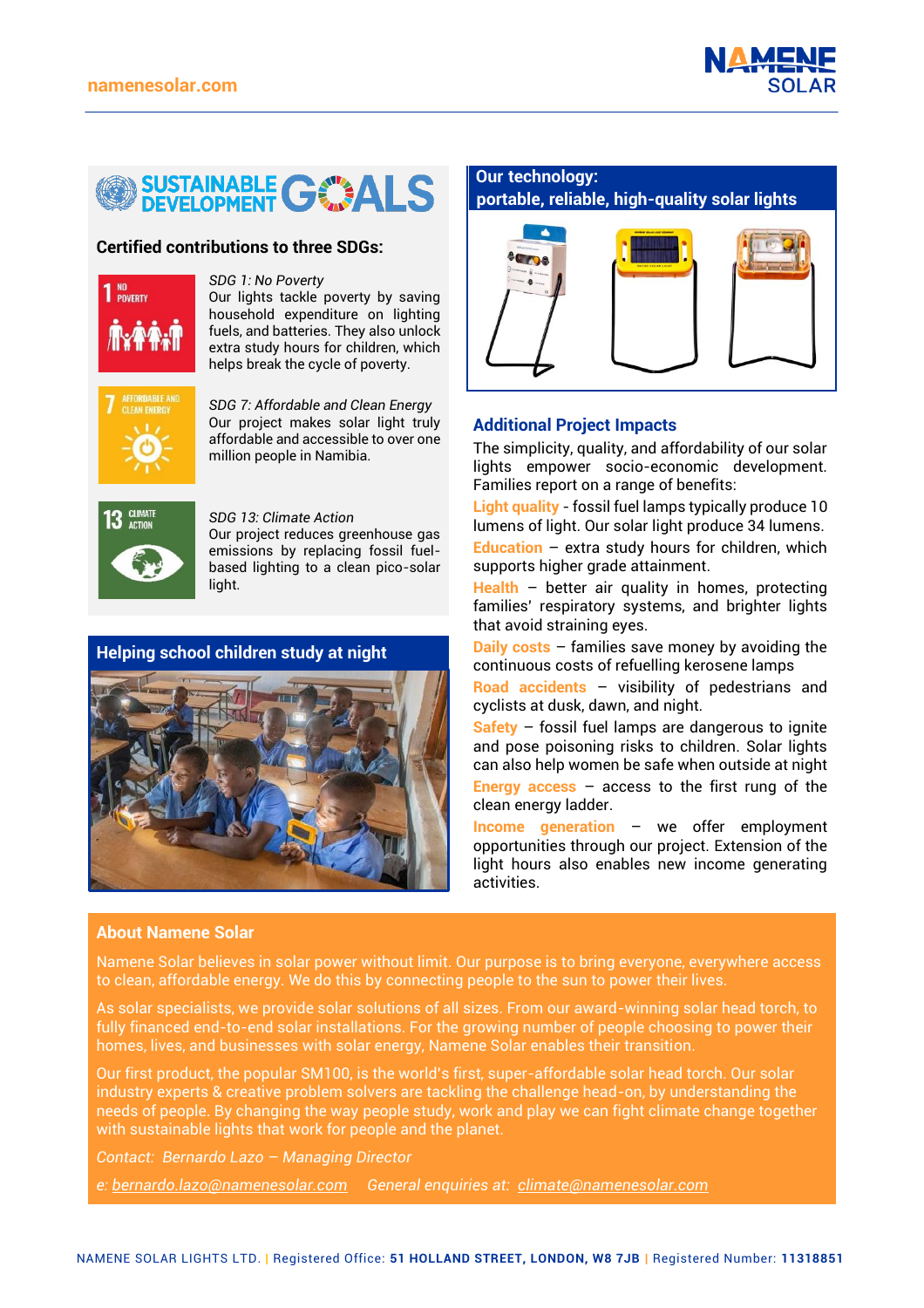namenesolar.com

## Certified contributions to three SDGs:

*SDG 1: No Poverty*
Our lights tackle poverty by saving household expenditure on lighting fuels, and batteries. They also unlock extra study hours for children, which helps break the cycle of poverty.

*SDG 7: Affordable and Clean Energy*
Our project makes solar light truly affordable and accessible to over one million people in Namibia.

*SDG 13: Climate Action*
Our project reduces greenhouse gas emissions by replacing fossil fuel-based lighting to a clean pico-solar light.

## Helping school children study at night

## Our technology: portable, reliable, high-quality solar lights

## Additional Project Impacts

The simplicity, quality, and affordability of our solar lights empower socio-economic development. Families report on a range of benefits:

**Light quality** - fossil fuel lamps typically produce 10 lumens of light. Our solar light produce 34 lumens.

**Education** – extra study hours for children, which supports higher grade attainment.

**Health** – better air quality in homes, protecting families' respiratory systems, and brighter lights that avoid straining eyes.

**Daily costs** – families save money by avoiding the continuous costs of refuelling kerosene lamps

**Road accidents** – visibility of pedestrians and cyclists at dusk, dawn, and night.

**Safety** – fossil fuel lamps are dangerous to ignite and pose poisoning risks to children. Solar lights can also help women be safe when outside at night

**Energy access** – access to the first rung of the clean energy ladder.

**Income generation** – we offer employment opportunities through our project. Extension of the light hours also enables new income generating activities.

## About Namene Solar

Namene Solar believes in solar power without limit. Our purpose is to bring everyone, everywhere access to clean, affordable energy. We do this by connecting people to the sun to power their lives.

As solar specialists, we provide solar solutions of all sizes. From our award-winning solar head torch, to fully financed end-to-end solar installations. For the growing number of people choosing to power their homes, lives, and businesses with solar energy, Namene Solar enables their transition.

Our first product, the popular SM100, is the world's first, super-affordable solar head torch. Our solar industry experts & creative problem solvers are tackling the challenge head-on, by understanding the needs of people. By changing the way people study, work and play we can fight climate change together with sustainable lights that work for people and the planet.

*Contact: Bernardo Lazo – Managing Director*

*e: bernardo.lazo@namenesolar.com* *General enquiries at: climate@namenesolar.com*

NAMENE SOLAR LIGHTS LTD. | Registered Office: **51 HOLLAND STREET, LONDON, W8 7JB** | Registered Number: **11318851**